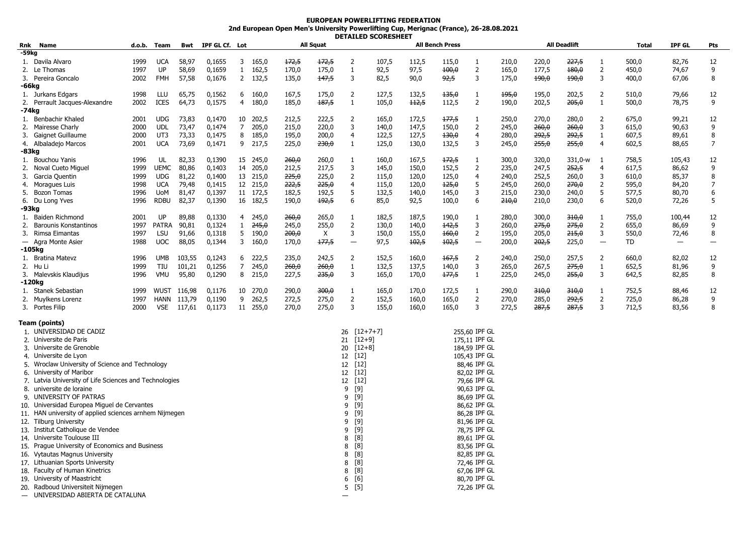# EUROPEAN POWERLIFTING FEDERATION

## 2nd European Open Men's University Powerlifting Cup, Merignac (France), 26-28.08.2021

### DETAILED SCORESHEET

| Rnk | Name | d.o.b. | Team | Bwt | IPF GL Cf. | Lot | All Squat | | | | All Bench Press | | | | All Deadlift | | | | Total | IPF GL | Pts |
|---|---|---|---|---|---|---|---|---|---|---|---|---|---|---|---|---|---|---|---|---|---|
| **-59kg** | | | | | | | | | | | | | | | | | | | | | |
| 1. | Davila Alvaro | 1999 | UCA | 58,97 | 0,1655 | 3 | 165,0 | ~~172,5~~ | ~~172,5~~ | 2 | 107,5 | 112,5 | 115,0 | 1 | 210,0 | 220,0 | ~~227,5~~ | 1 | 500,0 | 82,76 | 12 |
| 2. | Le Thomas | 1997 | UP | 58,69 | 0,1659 | 1 | 162,5 | 170,0 | 175,0 | 1 | 92,5 | 97,5 | ~~100,0~~ | 2 | 165,0 | 177,5 | ~~180,0~~ | 2 | 450,0 | 74,67 | 9 |
| 3. | Pereira Goncalo | 2002 | FMH | 57,58 | 0,1676 | 2 | 132,5 | 135,0 | ~~147,5~~ | 3 | 82,5 | 90,0 | ~~92,5~~ | 3 | 175,0 | ~~190,0~~ | ~~190,0~~ | 3 | 400,0 | 67,06 | 8 |
| **-66kg** | | | | | | | | | | | | | | | | | | | | | |
| 1. | Jurkans Edgars | 1998 | LLU | 65,75 | 0,1562 | 6 | 160,0 | 167,5 | 175,0 | 2 | 127,5 | 132,5 | ~~135,0~~ | 1 | ~~195,0~~ | 195,0 | 202,5 | 2 | 510,0 | 79,66 | 12 |
| 2. | Perrault Jacques-Alexandre | 2002 | ICES | 64,73 | 0,1575 | 4 | 180,0 | 185,0 | ~~187,5~~ | 1 | 105,0 | ~~112,5~~ | 112,5 | 2 | 190,0 | 202,5 | ~~205,0~~ | 1 | 500,0 | 78,75 | 9 |
| **-74kg** | | | | | | | | | | | | | | | | | | | | | |
| 1. | Benbachir Khaled | 2001 | UDG | 73,83 | 0,1470 | 10 | 202,5 | 212,5 | 222,5 | 2 | 165,0 | 172,5 | ~~177,5~~ | 1 | 250,0 | 270,0 | 280,0 | 2 | 675,0 | 99,21 | 12 |
| 2. | Mairesse Charly | 2000 | UDL | 73,47 | 0,1474 | 7 | 205,0 | 215,0 | 220,0 | 3 | 140,0 | 147,5 | 150,0 | 2 | 245,0 | ~~260,0~~ | ~~260,0~~ | 3 | 615,0 | 90,63 | 9 |
| 3. | Gaignet Guillaume | 2000 | UT3 | 73,33 | 0,1475 | 8 | 185,0 | 195,0 | 200,0 | 4 | 122,5 | 127,5 | ~~130,0~~ | 4 | 280,0 | ~~292,5~~ | ~~292,5~~ | 1 | 607,5 | 89,61 | 8 |
| 4. | Albaladejo Marcos | 2001 | UCA | 73,69 | 0,1471 | 9 | 217,5 | 225,0 | ~~230,0~~ | 1 | 125,0 | 130,0 | 132,5 | 3 | 245,0 | ~~255,0~~ | ~~255,0~~ | 4 | 602,5 | 88,65 | 7 |
| **-83kg** | | | | | | | | | | | | | | | | | | | | | |
| 1. | Bouchou Yanis | 1996 | UL | 82,33 | 0,1390 | 15 | 245,0 | ~~260,0~~ | 260,0 | 1 | 160,0 | 167,5 | ~~172,5~~ | 1 | 300,0 | 320,0 | 331,0-w | 1 | 758,5 | 105,43 | 12 |
| 2. | Noval Cueto Miguel | 1999 | UEMC | 80,86 | 0,1403 | 14 | 205,0 | 212,5 | 217,5 | 3 | 145,0 | 150,0 | 152,5 | 2 | 235,0 | 247,5 | ~~252,5~~ | 4 | 617,5 | 86,62 | 9 |
| 3. | Garcia Quentin | 1999 | UDG | 81,22 | 0,1400 | 13 | 215,0 | ~~225,0~~ | 225,0 | 2 | 115,0 | 120,0 | 125,0 | 4 | 240,0 | 252,5 | 260,0 | 3 | 610,0 | 85,37 | 8 |
| 4. | Moragues Luis | 1998 | UCA | 79,48 | 0,1415 | 12 | 215,0 | ~~222,5~~ | ~~225,0~~ | 4 | 115,0 | 120,0 | ~~125,0~~ | 5 | 245,0 | 260,0 | ~~270,0~~ | 2 | 595,0 | 84,20 | 7 |
| 5. | Bozon Tomas | 1996 | UoM | 81,47 | 0,1397 | 11 | 172,5 | 182,5 | 192,5 | 5 | 132,5 | 140,0 | 145,0 | 3 | 215,0 | 230,0 | 240,0 | 5 | 577,5 | 80,70 | 6 |
| 6. | Du Long Yves | 1996 | RDBU | 82,37 | 0,1390 | 16 | 182,5 | 190,0 | ~~192,5~~ | 6 | 85,0 | 92,5 | 100,0 | 6 | ~~210,0~~ | 210,0 | 230,0 | 6 | 520,0 | 72,26 | 5 |
| **-93kg** | | | | | | | | | | | | | | | | | | | | | |
| 1. | Baiden Richmond | 2001 | UP | 89,88 | 0,1330 | 4 | 245,0 | ~~260,0~~ | 265,0 | 1 | 182,5 | 187,5 | 190,0 | 1 | 280,0 | 300,0 | ~~310,0~~ | 1 | 755,0 | 100,44 | 12 |
| 2. | Barounis Konstantinos | 1997 | PATRA | 90,81 | 0,1324 | 1 | ~~245,0~~ | 245,0 | 255,0 | 2 | 130,0 | 140,0 | ~~142,5~~ | 3 | 260,0 | ~~275,0~~ | ~~275,0~~ | 2 | 655,0 | 86,69 | 9 |
| 3. | Rimsa Eimantas | 1997 | LSU | 91,66 | 0,1318 | 5 | 190,0 | ~~200,0~~ | X | 3 | 150,0 | 155,0 | ~~160,0~~ | 2 | 195,0 | 205,0 | ~~215,0~~ | 3 | 550,0 | 72,46 | 8 |
| — | Agra Monte Asier | 1988 | UOC | 88,05 | 0,1344 | 3 | 160,0 | 170,0 | ~~177,5~~ | — | 97,5 | ~~102,5~~ | ~~102,5~~ | — | 200,0 | ~~202,5~~ | 225,0 | — | TD | — | — |
| **-105kg** | | | | | | | | | | | | | | | | | | | | | |
| 1. | Bratina Matevz | 1996 | UMB | 103,55 | 0,1243 | 6 | 222,5 | 235,0 | 242,5 | 2 | 152,5 | 160,0 | ~~167,5~~ | 2 | 240,0 | 250,0 | 257,5 | 2 | 660,0 | 82,02 | 12 |
| 2. | Hu Li | 1999 | TIU | 101,21 | 0,1256 | 7 | 245,0 | ~~260,0~~ | ~~260,0~~ | 1 | 132,5 | 137,5 | 140,0 | 3 | 265,0 | 267,5 | ~~275,0~~ | 1 | 652,5 | 81,96 | 9 |
| 3. | Malevskis Klaudijus | 1996 | VMU | 95,80 | 0,1290 | 8 | 215,0 | 227,5 | ~~235,0~~ | 3 | 165,0 | 170,0 | ~~177,5~~ | 1 | 225,0 | 245,0 | ~~255,0~~ | 3 | 642,5 | 82,85 | 8 |
| **-120kg** | | | | | | | | | | | | | | | | | | | | | |
| 1. | Stanek Sebastian | 1999 | WUST | 116,98 | 0,1176 | 10 | 270,0 | 290,0 | ~~300,0~~ | 1 | 165,0 | 170,0 | 172,5 | 1 | 290,0 | ~~310,0~~ | ~~310,0~~ | 1 | 752,5 | 88,46 | 12 |
| 2. | Muylkens Lorenz | 1997 | HANN | 113,79 | 0,1190 | 9 | 262,5 | 272,5 | 275,0 | 2 | 152,5 | 160,0 | 165,0 | 2 | 270,0 | 285,0 | ~~292,5~~ | 2 | 725,0 | 86,28 | 9 |
| 3. | Portes Filip | 2000 | VSE | 117,61 | 0,1173 | 11 | 255,0 | 270,0 | 275,0 | 3 | 155,0 | 160,0 | 165,0 | 3 | 272,5 | ~~287,5~~ | ~~287,5~~ | 3 | 712,5 | 83,56 | 8 |

### Team (points)

| Rnk | Team | Points | | IPF GL |
|---|---|---|---|---|
| 1. | UNIVERSIDAD DE CADIZ | 26 | [12+7+7] | 255,60 IPF GL |
| 2. | Universite de Paris | 21 | [12+9] | 175,11 IPF GL |
| 3. | Universite de Grenoble | 20 | [12+8] | 184,59 IPF GL |
| 4. | Universite de Lyon | 12 | [12] | 105,43 IPF GL |
| 5. | Wroclaw University of Science and Technology | 12 | [12] | 88,46 IPF GL |
| 6. | University of Maribor | 12 | [12] | 82,02 IPF GL |
| 7. | Latvia University of Life Sciences and Technologies | 12 | [12] | 79,66 IPF GL |
| 8. | universite de loraine | 9 | [9] | 90,63 IPF GL |
| 9. | UNIVERSITY OF PATRAS | 9 | [9] | 86,69 IPF GL |
| 10. | Universidad Europea Miguel de Cervantes | 9 | [9] | 86,62 IPF GL |
| 11. | HAN university of applied sciences arnhem Nijmegen | 9 | [9] | 86,28 IPF GL |
| 12. | Tilburg University | 9 | [9] | 81,96 IPF GL |
| 13. | Institut Catholique de Vendee | 9 | [9] | 78,75 IPF GL |
| 14. | Universite Toulouse III | 8 | [8] | 89,61 IPF GL |
| 15. | Prague University of Economics and Business | 8 | [8] | 83,56 IPF GL |
| 16. | Vytautas Magnus University | 8 | [8] | 82,85 IPF GL |
| 17. | Lithuanian Sports University | 8 | [8] | 72,46 IPF GL |
| 18. | Faculty of Human Kinetrics | 8 | [8] | 67,06 IPF GL |
| 19. | University of Maastricht | 6 | [6] | 80,70 IPF GL |
| 20. | Radboud Universiteit Nijmegen | 5 | [5] | 72,26 IPF GL |
| — | UNIVERSIDAD ABIERTA DE CATALUNA | — | | |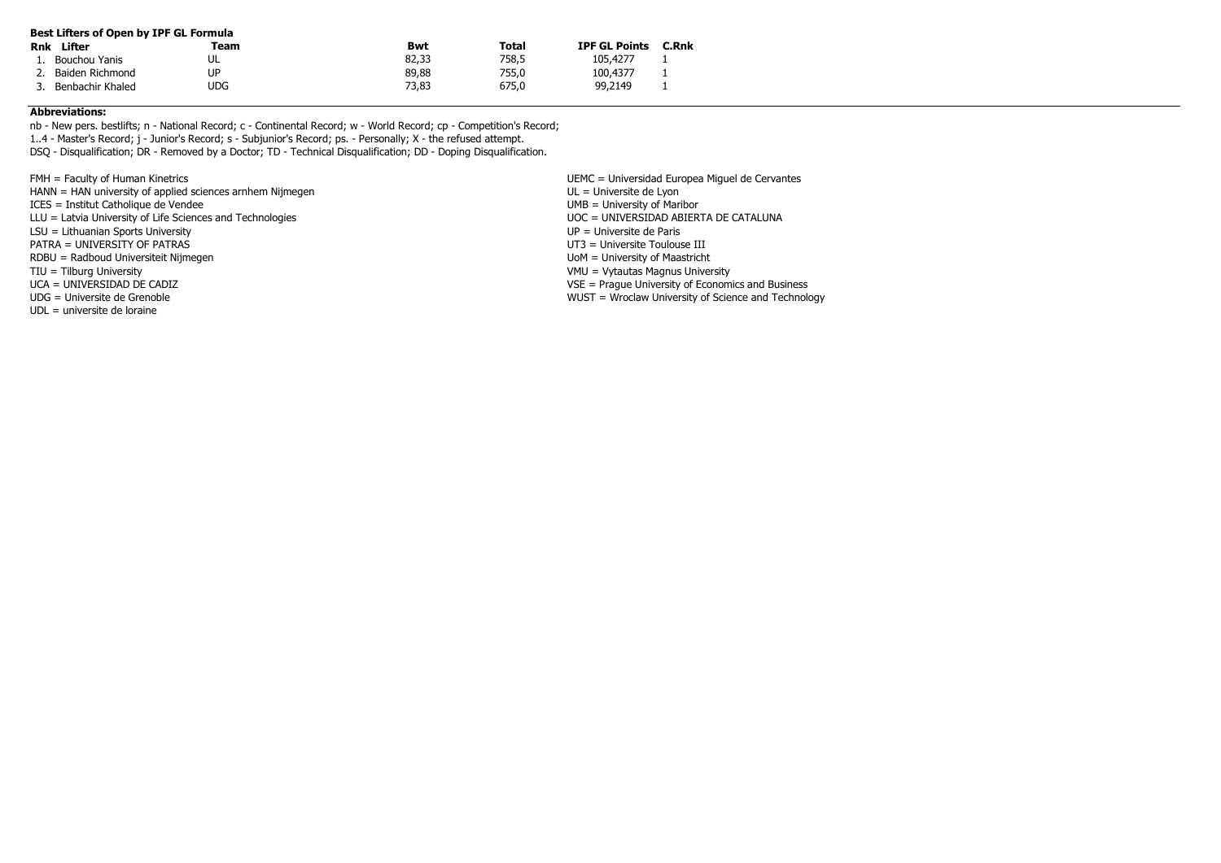**Best Lifters of Open by IPF GL Formula**

| Rnk | Lifter | Team | Bwt | Total | IPF GL Points | C.Rnk |
|---|---|---|---|---|---|---|
| 1. | Bouchou Yanis | UL | 82,33 | 758,5 | 105,4277 | 1 |
| 2. | Baiden Richmond | UP | 89,88 | 755,0 | 100,4377 | 1 |
| 3. | Benbachir Khaled | UDG | 73,83 | 675,0 | 99,2149 | 1 |

**Abbreviations:**

nb - New pers. bestlifts; n - National Record; c - Continental Record; w - World Record; cp - Competition's Record;
1..4 - Master's Record; j - Junior's Record; s - Subjunior's Record; ps. - Personally; X - the refused attempt.
DSQ - Disqualification; DR - Removed by a Doctor; TD - Technical Disqualification; DD - Doping Disqualification.

FMH = Faculty of Human Kinetrics
HANN = HAN university of applied sciences arnhem Nijmegen
ICES = Institut Catholique de Vendee
LLU = Latvia University of Life Sciences and Technologies
LSU = Lithuanian Sports University
PATRA = UNIVERSITY OF PATRAS
RDBU = Radboud Universiteit Nijmegen
TIU = Tilburg University
UCA = UNIVERSIDAD DE CADIZ
UDG = Universite de Grenoble
UDL = universite de loraine
UEMC = Universidad Europea Miguel de Cervantes
UL = Universite de Lyon
UMB = University of Maribor
UOC = UNIVERSIDAD ABIERTA DE CATALUNA
UP = Universite de Paris
UT3 = Universite Toulouse III
UoM = University of Maastricht
VMU = Vytautas Magnus University
VSE = Prague University of Economics and Business
WUST = Wroclaw University of Science and Technology